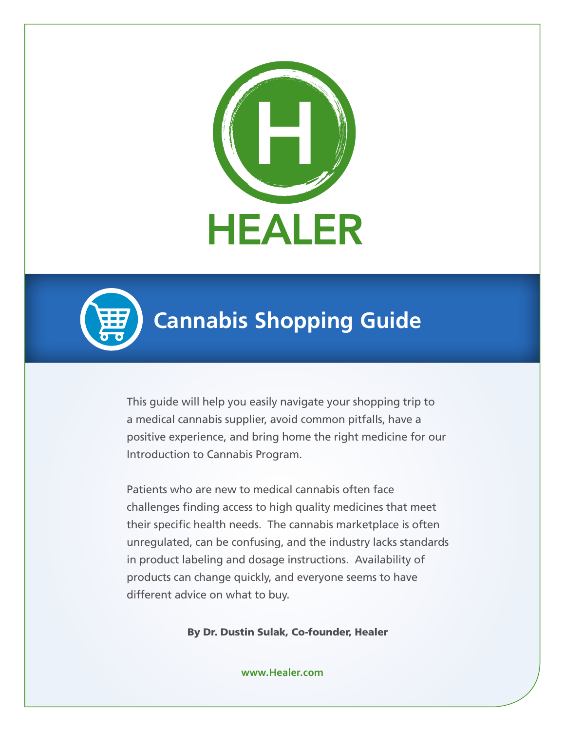HEALER

# Cannabis Shopping Guide

This guide will help you easily navigate your shopping trip to a medical cannabis supplier, avoid common pitfalls, have a positive experience, and bring home the right medicine for our Introduction to Cannabis Program.

Patients who are new to medical cannabis often face challenges finding access to high quality medicines that meet their specific health needs. The cannabis marketplace is often unregulated, can be confusing, and the industry lacks standards in product labeling and dosage instructions. Availability of products can change quickly, and everyone seems to have different advice on what to buy.

**By Dr. Dustin Sulak, Co-founder, Healer**

**www.Healer.com**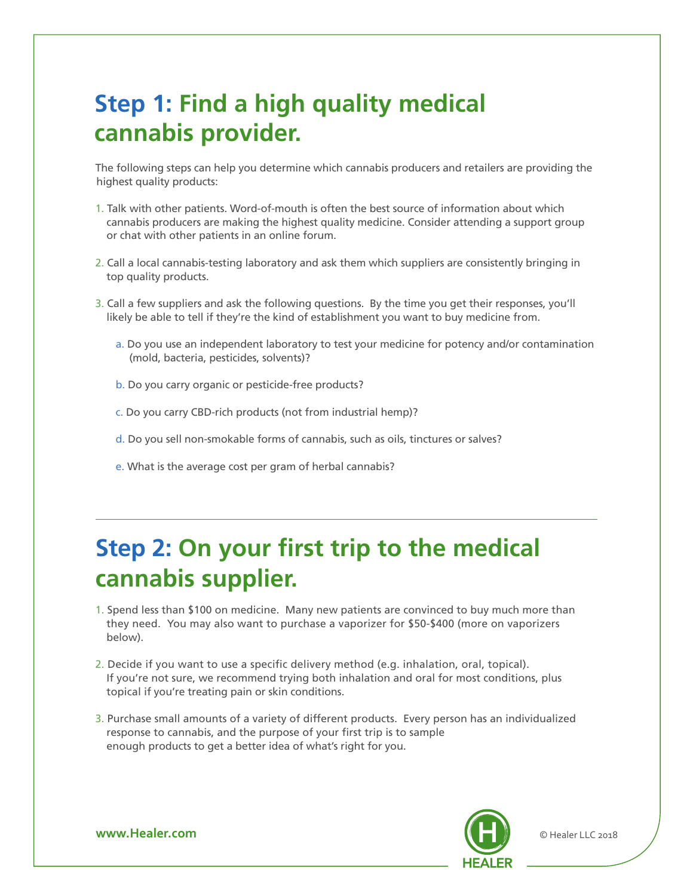## Step 1: Find a high quality medical cannabis provider.

The following steps can help you determine which cannabis producers and retailers are providing the highest quality products:

1. Talk with other patients. Word-of-mouth is often the best source of information about which cannabis producers are making the highest quality medicine. Consider attending a support group or chat with other patients in an online forum.

2. Call a local cannabis-testing laboratory and ask them which suppliers are consistently bringing in top quality products.

3. Call a few suppliers and ask the following questions. By the time you get their responses, you'll likely be able to tell if they're the kind of establishment you want to buy medicine from.

   a. Do you use an independent laboratory to test your medicine for potency and/or contamination (mold, bacteria, pesticides, solvents)?

   b. Do you carry organic or pesticide-free products?

   c. Do you carry CBD-rich products (not from industrial hemp)?

   d. Do you sell non-smokable forms of cannabis, such as oils, tinctures or salves?

   e. What is the average cost per gram of herbal cannabis?

---

## Step 2: On your first trip to the medical cannabis supplier.

1. Spend less than $100 on medicine. Many new patients are convinced to buy much more than they need. You may also want to purchase a vaporizer for $50-$400 (more on vaporizers below).

2. Decide if you want to use a specific delivery method (e.g. inhalation, oral, topical). If you're not sure, we recommend trying both inhalation and oral for most conditions, plus topical if you're treating pain or skin conditions.

3. Purchase small amounts of a variety of different products. Every person has an individualized response to cannabis, and the purpose of your first trip is to sample enough products to get a better idea of what's right for you.

www.Healer.com

© Healer LLC 2018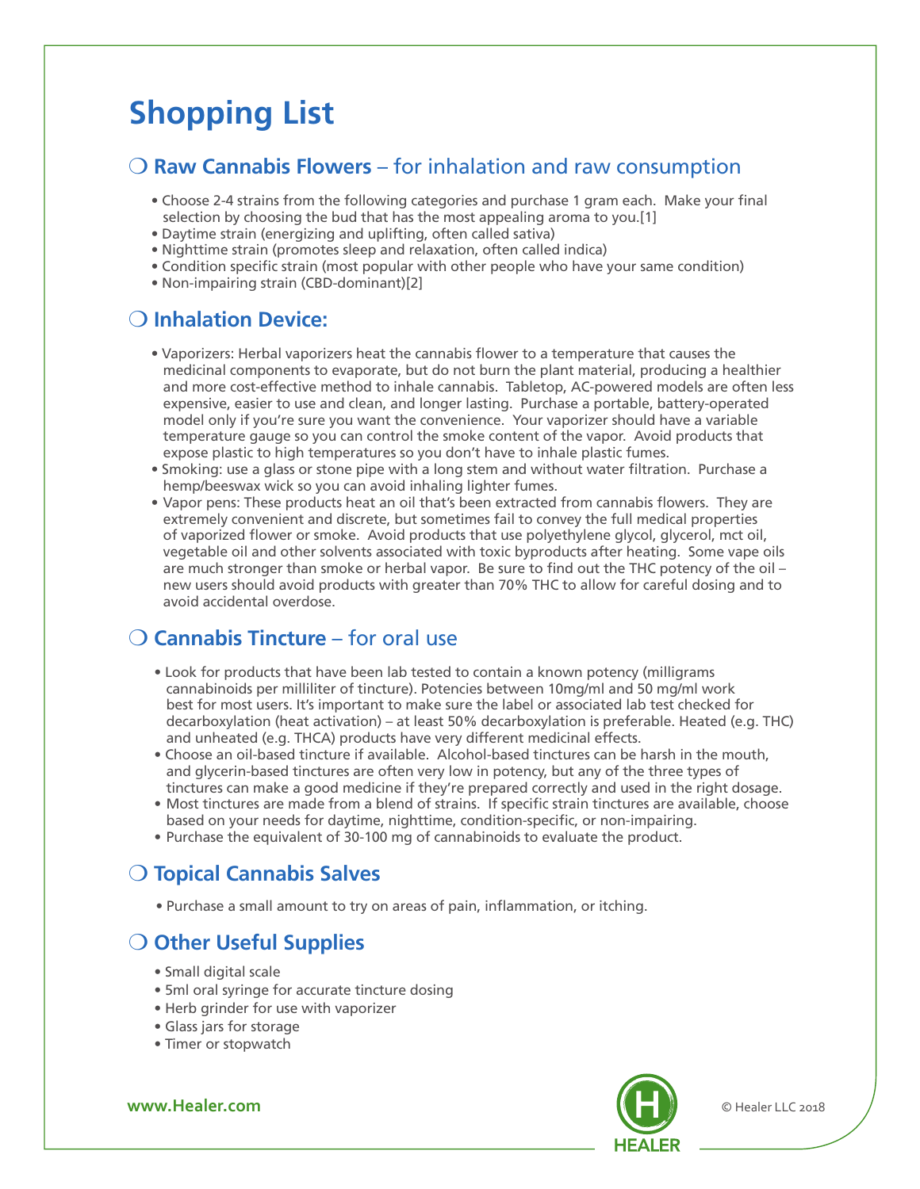# Shopping List

## ❍ **Raw Cannabis Flowers** – for inhalation and raw consumption

- Choose 2-4 strains from the following categories and purchase 1 gram each. Make your final selection by choosing the bud that has the most appealing aroma to you.[1]
- Daytime strain (energizing and uplifting, often called sativa)
- Nighttime strain (promotes sleep and relaxation, often called indica)
- Condition specific strain (most popular with other people who have your same condition)
- Non-impairing strain (CBD-dominant)[2]

## ❍ **Inhalation Device:**

- Vaporizers: Herbal vaporizers heat the cannabis flower to a temperature that causes the medicinal components to evaporate, but do not burn the plant material, producing a healthier and more cost-effective method to inhale cannabis. Tabletop, AC-powered models are often less expensive, easier to use and clean, and longer lasting. Purchase a portable, battery-operated model only if you're sure you want the convenience. Your vaporizer should have a variable temperature gauge so you can control the smoke content of the vapor. Avoid products that expose plastic to high temperatures so you don't have to inhale plastic fumes.
- Smoking: use a glass or stone pipe with a long stem and without water filtration. Purchase a hemp/beeswax wick so you can avoid inhaling lighter fumes.
- Vapor pens: These products heat an oil that's been extracted from cannabis flowers. They are extremely convenient and discrete, but sometimes fail to convey the full medical properties of vaporized flower or smoke. Avoid products that use polyethylene glycol, glycerol, mct oil, vegetable oil and other solvents associated with toxic byproducts after heating. Some vape oils are much stronger than smoke or herbal vapor. Be sure to find out the THC potency of the oil – new users should avoid products with greater than 70% THC to allow for careful dosing and to avoid accidental overdose.

## ❍ **Cannabis Tincture** – for oral use

- Look for products that have been lab tested to contain a known potency (milligrams cannabinoids per milliliter of tincture). Potencies between 10mg/ml and 50 mg/ml work best for most users. It's important to make sure the label or associated lab test checked for decarboxylation (heat activation) – at least 50% decarboxylation is preferable. Heated (e.g. THC) and unheated (e.g. THCA) products have very different medicinal effects.
- Choose an oil-based tincture if available. Alcohol-based tinctures can be harsh in the mouth, and glycerin-based tinctures are often very low in potency, but any of the three types of tinctures can make a good medicine if they're prepared correctly and used in the right dosage.
- Most tinctures are made from a blend of strains. If specific strain tinctures are available, choose based on your needs for daytime, nighttime, condition-specific, or non-impairing.
- Purchase the equivalent of 30-100 mg of cannabinoids to evaluate the product.

## ❍ **Topical Cannabis Salves**

- Purchase a small amount to try on areas of pain, inflammation, or itching.

## ❍ **Other Useful Supplies**

- Small digital scale
- 5ml oral syringe for accurate tincture dosing
- Herb grinder for use with vaporizer
- Glass jars for storage
- Timer or stopwatch

www.Healer.com

HEALER

© Healer LLC 2018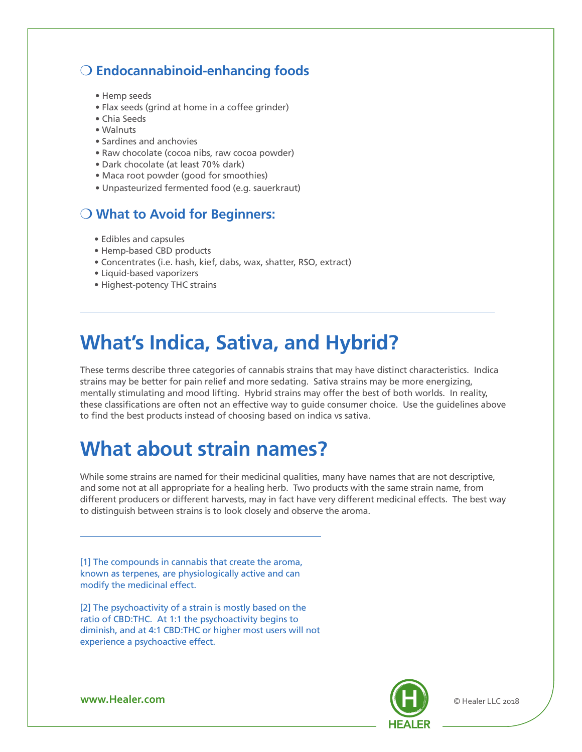### ❍ Endocannabinoid-enhancing foods

- Hemp seeds
- Flax seeds (grind at home in a coffee grinder)
- Chia Seeds
- Walnuts
- Sardines and anchovies
- Raw chocolate (cocoa nibs, raw cocoa powder)
- Dark chocolate (at least 70% dark)
- Maca root powder (good for smoothies)
- Unpasteurized fermented food (e.g. sauerkraut)

### ❍ What to Avoid for Beginners:

- Edibles and capsules
- Hemp-based CBD products
- Concentrates (i.e. hash, kief, dabs, wax, shatter, RSO, extract)
- Liquid-based vaporizers
- Highest-potency THC strains

---

## What's Indica, Sativa, and Hybrid?

These terms describe three categories of cannabis strains that may have distinct characteristics. Indica strains may be better for pain relief and more sedating. Sativa strains may be more energizing, mentally stimulating and mood lifting. Hybrid strains may offer the best of both worlds. In reality, these classifications are often not an effective way to guide consumer choice. Use the guidelines above to find the best products instead of choosing based on indica vs sativa.

## What about strain names?

While some strains are named for their medicinal qualities, many have names that are not descriptive, and some not at all appropriate for a healing herb. Two products with the same strain name, from different producers or different harvests, may in fact have very different medicinal effects. The best way to distinguish between strains is to look closely and observe the aroma.

---

[1] The compounds in cannabis that create the aroma, known as terpenes, are physiologically active and can modify the medicinal effect.

[2] The psychoactivity of a strain is mostly based on the ratio of CBD:THC. At 1:1 the psychoactivity begins to diminish, and at 4:1 CBD:THC or higher most users will not experience a psychoactive effect.

www.Healer.com

HEALER

© Healer LLC 2018